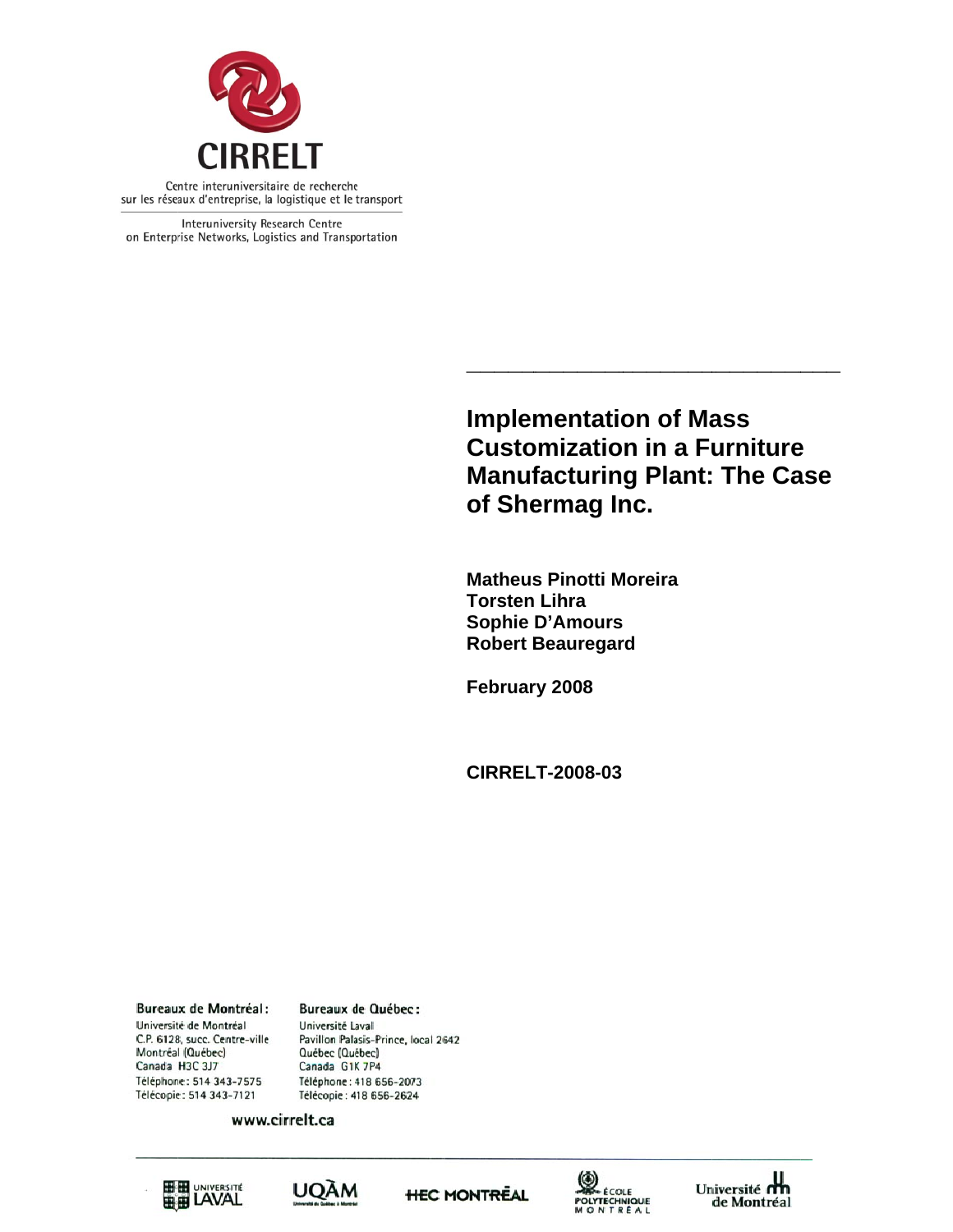CIRRELT

Centre interuniversitaire de recherche sur les réseaux d'entreprise, la logistique et le transport

Interuniversity Research Centre on Enterprise Networks, Logistics and Transportation

# Implementation of Mass Customization in a Furniture Manufacturing Plant: The Case of Shermag Inc.

**Matheus Pinotti Moreira**
**Torsten Lihra**
**Sophie D'Amours**
**Robert Beauregard**

**February 2008**

**CIRRELT-2008-03**

**Bureaux de Montréal :**
Université de Montréal
C.P. 6128, succ. Centre-ville
Montréal (Québec)
Canada H3C 3J7
Téléphone : 514 343-7575
Télécopie : 514 343-7121

**Bureaux de Québec :**
Université Laval
Pavillon Palasis-Prince, local 2642
Québec (Québec)
Canada G1K 7P4
Téléphone : 418 656-2073
Télécopie : 418 656-2624

www.cirrelt.ca

Université Laval | UQÀM | HEC Montréal | École Polytechnique Montréal | Université de Montréal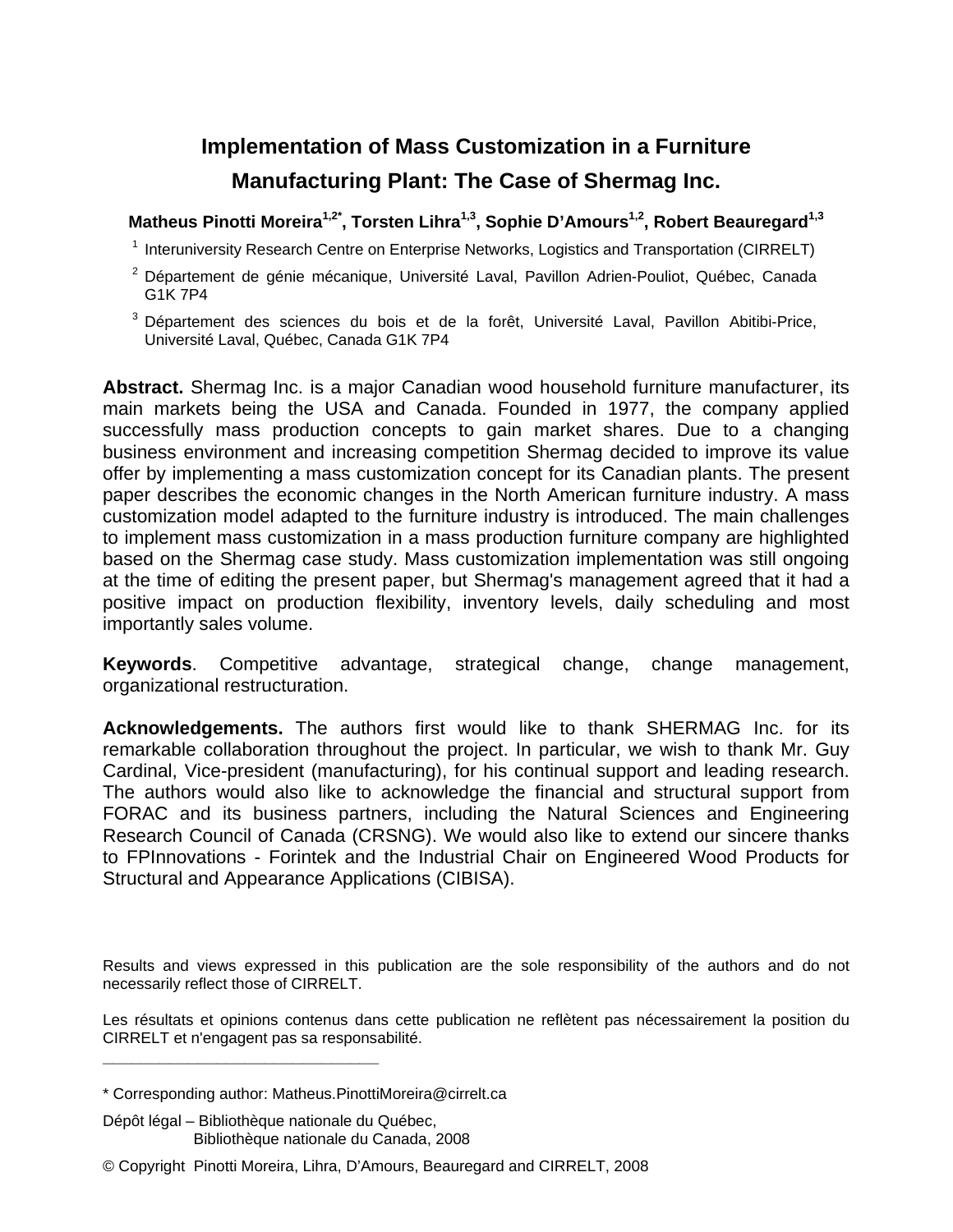# Implementation of Mass Customization in a Furniture Manufacturing Plant: The Case of Shermag Inc.

**Matheus Pinotti Moreira[1,2*], Torsten Lihra[1,3], Sophie D'Amours[1,2], Robert Beauregard[1,3]**

[1] Interuniversity Research Centre on Enterprise Networks, Logistics and Transportation (CIRRELT)

[2] Département de génie mécanique, Université Laval, Pavillon Adrien-Pouliot, Québec, Canada G1K 7P4

[3] Département des sciences du bois et de la forêt, Université Laval, Pavillon Abitibi-Price, Université Laval, Québec, Canada G1K 7P4

**Abstract.** Shermag Inc. is a major Canadian wood household furniture manufacturer, its main markets being the USA and Canada. Founded in 1977, the company applied successfully mass production concepts to gain market shares. Due to a changing business environment and increasing competition Shermag decided to improve its value offer by implementing a mass customization concept for its Canadian plants. The present paper describes the economic changes in the North American furniture industry. A mass customization model adapted to the furniture industry is introduced. The main challenges to implement mass customization in a mass production furniture company are highlighted based on the Shermag case study. Mass customization implementation was still ongoing at the time of editing the present paper, but Shermag's management agreed that it had a positive impact on production flexibility, inventory levels, daily scheduling and most importantly sales volume.

**Keywords**. Competitive advantage, strategical change, change management, organizational restructuration.

**Acknowledgements.** The authors first would like to thank SHERMAG Inc. for its remarkable collaboration throughout the project. In particular, we wish to thank Mr. Guy Cardinal, Vice-president (manufacturing), for his continual support and leading research. The authors would also like to acknowledge the financial and structural support from FORAC and its business partners, including the Natural Sciences and Engineering Research Council of Canada (CRSNG). We would also like to extend our sincere thanks to FPInnovations - Forintek and the Industrial Chair on Engineered Wood Products for Structural and Appearance Applications (CIBISA).

Results and views expressed in this publication are the sole responsibility of the authors and do not necessarily reflect those of CIRRELT.

Les résultats et opinions contenus dans cette publication ne reflètent pas nécessairement la position du CIRRELT et n'engagent pas sa responsabilité.

\_\_\_\_\_\_\_\_\_\_\_\_\_\_\_\_\_\_\_\_\_\_\_\_\_\_\_\_\_

\* Corresponding author: Matheus.PinottiMoreira@cirrelt.ca

Dépôt légal – Bibliothèque nationale du Québec,
Bibliothèque nationale du Canada, 2008

© Copyright Pinotti Moreira, Lihra, D'Amours, Beauregard and CIRRELT, 2008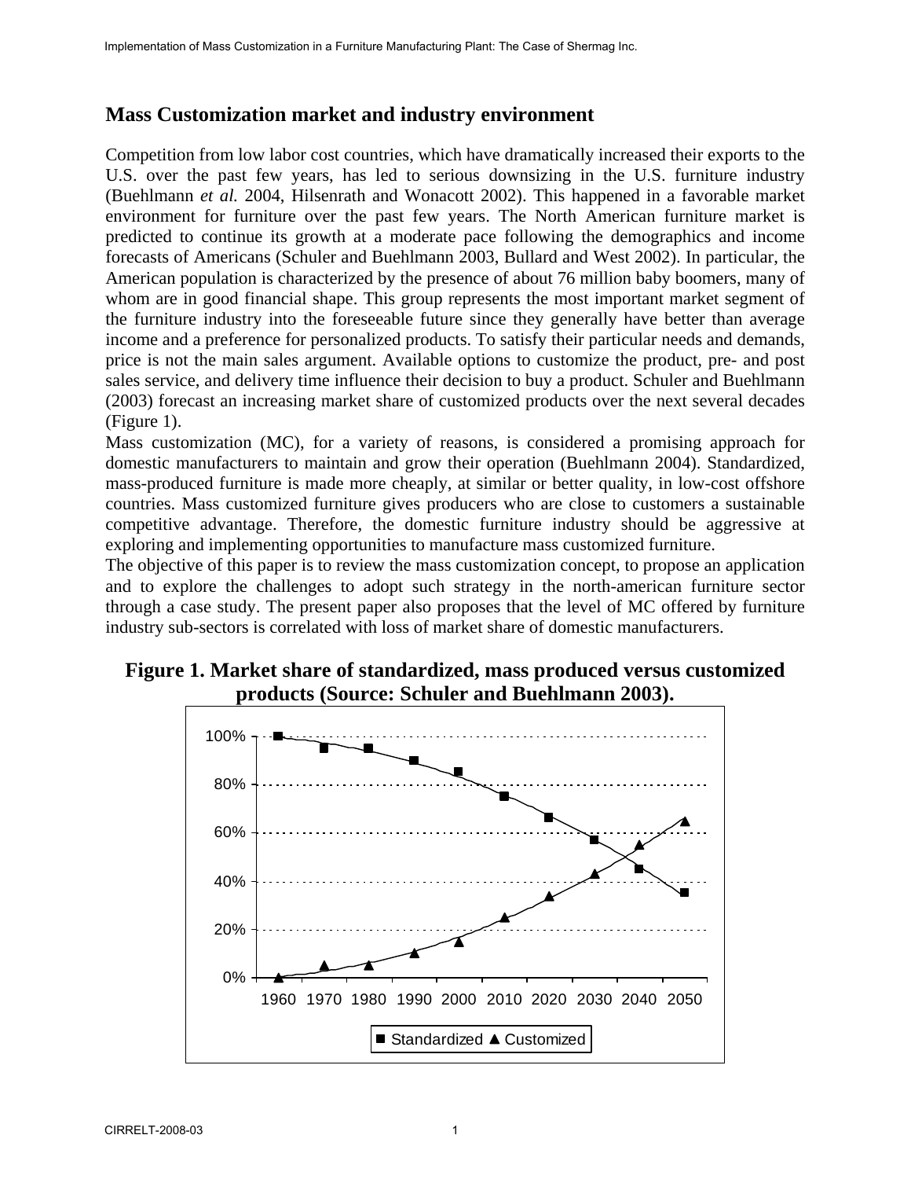## Mass Customization market and industry environment

Competition from low labor cost countries, which have dramatically increased their exports to the U.S. over the past few years, has led to serious downsizing in the U.S. furniture industry (Buehlmann *et al.* 2004, Hilsenrath and Wonacott 2002). This happened in a favorable market environment for furniture over the past few years. The North American furniture market is predicted to continue its growth at a moderate pace following the demographics and income forecasts of Americans (Schuler and Buehlmann 2003, Bullard and West 2002). In particular, the American population is characterized by the presence of about 76 million baby boomers, many of whom are in good financial shape. This group represents the most important market segment of the furniture industry into the foreseeable future since they generally have better than average income and a preference for personalized products. To satisfy their particular needs and demands, price is not the main sales argument. Available options to customize the product, pre- and post sales service, and delivery time influence their decision to buy a product. Schuler and Buehlmann (2003) forecast an increasing market share of customized products over the next several decades (Figure 1).

Mass customization (MC), for a variety of reasons, is considered a promising approach for domestic manufacturers to maintain and grow their operation (Buehlmann 2004). Standardized, mass-produced furniture is made more cheaply, at similar or better quality, in low-cost offshore countries. Mass customized furniture gives producers who are close to customers a sustainable competitive advantage. Therefore, the domestic furniture industry should be aggressive at exploring and implementing opportunities to manufacture mass customized furniture.

The objective of this paper is to review the mass customization concept, to propose an application and to explore the challenges to adopt such strategy in the north-american furniture sector through a case study. The present paper also proposes that the level of MC offered by furniture industry sub-sectors is correlated with loss of market share of domestic manufacturers.

**Figure 1. Market share of standardized, mass produced versus customized products (Source: Schuler and Buehlmann 2003).**

100%
80%
60%
40%
20%
0%
1960 1970 1980 1990 2000 2010 2020 2030 2040 2050
Standardized
Customized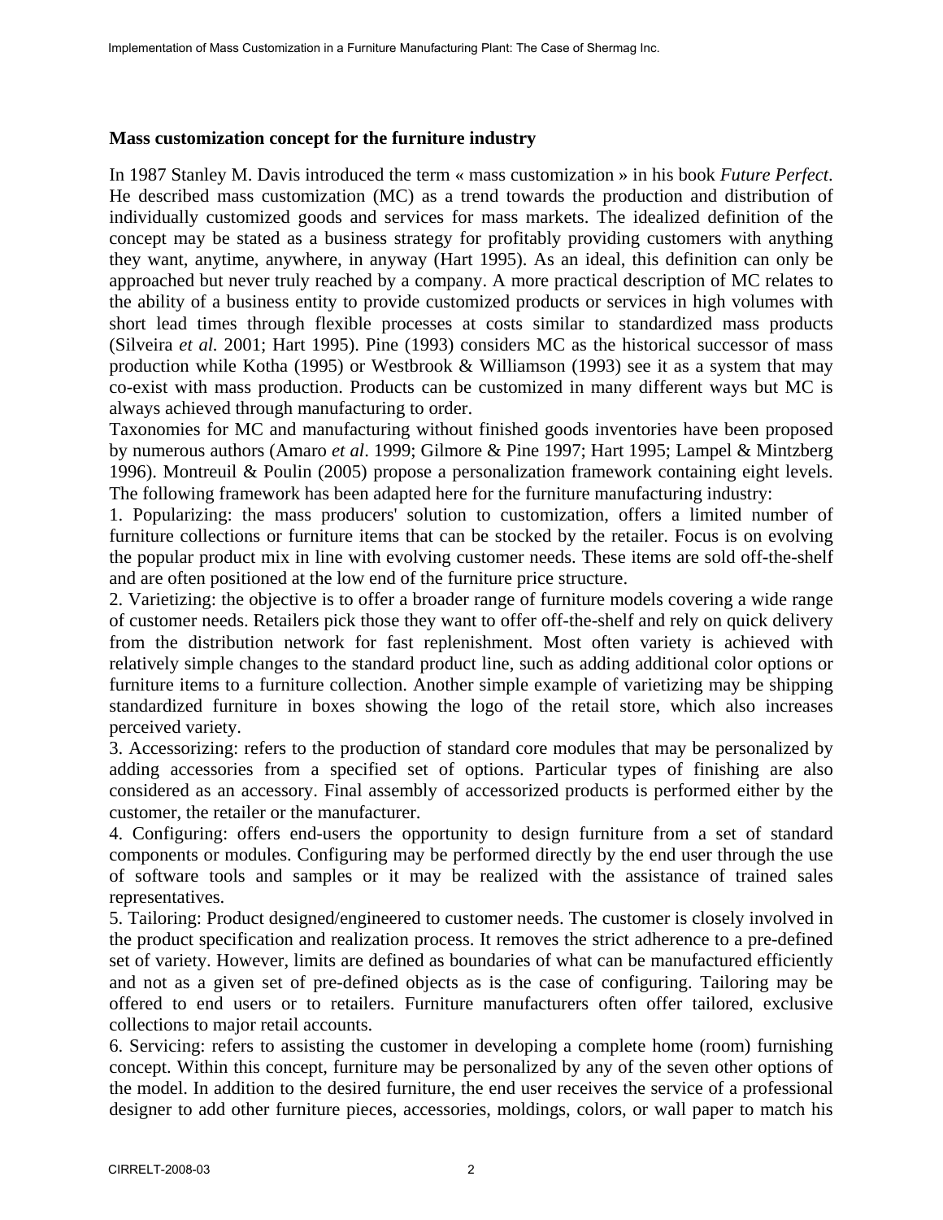### Mass customization concept for the furniture industry

In 1987 Stanley M. Davis introduced the term « mass customization » in his book *Future Perfect*. He described mass customization (MC) as a trend towards the production and distribution of individually customized goods and services for mass markets. The idealized definition of the concept may be stated as a business strategy for profitably providing customers with anything they want, anytime, anywhere, in anyway (Hart 1995). As an ideal, this definition can only be approached but never truly reached by a company. A more practical description of MC relates to the ability of a business entity to provide customized products or services in high volumes with short lead times through flexible processes at costs similar to standardized mass products (Silveira *et al*. 2001; Hart 1995). Pine (1993) considers MC as the historical successor of mass production while Kotha (1995) or Westbrook & Williamson (1993) see it as a system that may co-exist with mass production. Products can be customized in many different ways but MC is always achieved through manufacturing to order.

Taxonomies for MC and manufacturing without finished goods inventories have been proposed by numerous authors (Amaro *et al*. 1999; Gilmore & Pine 1997; Hart 1995; Lampel & Mintzberg 1996). Montreuil & Poulin (2005) propose a personalization framework containing eight levels. The following framework has been adapted here for the furniture manufacturing industry:

1. Popularizing: the mass producers' solution to customization, offers a limited number of furniture collections or furniture items that can be stocked by the retailer. Focus is on evolving the popular product mix in line with evolving customer needs. These items are sold off-the-shelf and are often positioned at the low end of the furniture price structure.
2. Varietizing: the objective is to offer a broader range of furniture models covering a wide range of customer needs. Retailers pick those they want to offer off-the-shelf and rely on quick delivery from the distribution network for fast replenishment. Most often variety is achieved with relatively simple changes to the standard product line, such as adding additional color options or furniture items to a furniture collection. Another simple example of varietizing may be shipping standardized furniture in boxes showing the logo of the retail store, which also increases perceived variety.
3. Accessorizing: refers to the production of standard core modules that may be personalized by adding accessories from a specified set of options. Particular types of finishing are also considered as an accessory. Final assembly of accessorized products is performed either by the customer, the retailer or the manufacturer.
4. Configuring: offers end-users the opportunity to design furniture from a set of standard components or modules. Configuring may be performed directly by the end user through the use of software tools and samples or it may be realized with the assistance of trained sales representatives.
5. Tailoring: Product designed/engineered to customer needs. The customer is closely involved in the product specification and realization process. It removes the strict adherence to a pre-defined set of variety. However, limits are defined as boundaries of what can be manufactured efficiently and not as a given set of pre-defined objects as is the case of configuring. Tailoring may be offered to end users or to retailers. Furniture manufacturers often offer tailored, exclusive collections to major retail accounts.
6. Servicing: refers to assisting the customer in developing a complete home (room) furnishing concept. Within this concept, furniture may be personalized by any of the seven other options of the model. In addition to the desired furniture, the end user receives the service of a professional designer to add other furniture pieces, accessories, moldings, colors, or wall paper to match his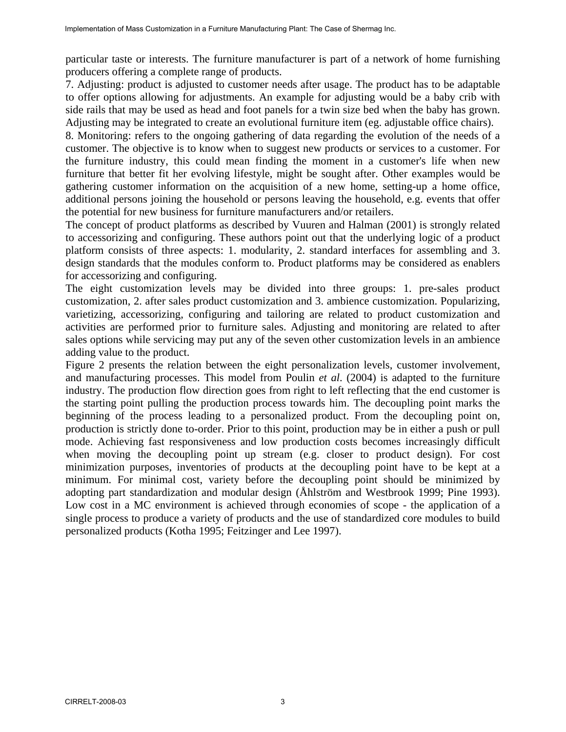particular taste or interests. The furniture manufacturer is part of a network of home furnishing producers offering a complete range of products.

7. Adjusting: product is adjusted to customer needs after usage. The product has to be adaptable to offer options allowing for adjustments. An example for adjusting would be a baby crib with side rails that may be used as head and foot panels for a twin size bed when the baby has grown. Adjusting may be integrated to create an evolutional furniture item (eg. adjustable office chairs).

8. Monitoring: refers to the ongoing gathering of data regarding the evolution of the needs of a customer. The objective is to know when to suggest new products or services to a customer. For the furniture industry, this could mean finding the moment in a customer's life when new furniture that better fit her evolving lifestyle, might be sought after. Other examples would be gathering customer information on the acquisition of a new home, setting-up a home office, additional persons joining the household or persons leaving the household, e.g. events that offer the potential for new business for furniture manufacturers and/or retailers.

The concept of product platforms as described by Vuuren and Halman (2001) is strongly related to accessorizing and configuring. These authors point out that the underlying logic of a product platform consists of three aspects: 1. modularity, 2. standard interfaces for assembling and 3. design standards that the modules conform to. Product platforms may be considered as enablers for accessorizing and configuring.

The eight customization levels may be divided into three groups: 1. pre-sales product customization, 2. after sales product customization and 3. ambience customization. Popularizing, varietizing, accessorizing, configuring and tailoring are related to product customization and activities are performed prior to furniture sales. Adjusting and monitoring are related to after sales options while servicing may put any of the seven other customization levels in an ambience adding value to the product.

Figure 2 presents the relation between the eight personalization levels, customer involvement, and manufacturing processes. This model from Poulin *et al*. (2004) is adapted to the furniture industry. The production flow direction goes from right to left reflecting that the end customer is the starting point pulling the production process towards him. The decoupling point marks the beginning of the process leading to a personalized product. From the decoupling point on, production is strictly done to-order. Prior to this point, production may be in either a push or pull mode. Achieving fast responsiveness and low production costs becomes increasingly difficult when moving the decoupling point up stream (e.g. closer to product design). For cost minimization purposes, inventories of products at the decoupling point have to be kept at a minimum. For minimal cost, variety before the decoupling point should be minimized by adopting part standardization and modular design (Åhlström and Westbrook 1999; Pine 1993). Low cost in a MC environment is achieved through economies of scope - the application of a single process to produce a variety of products and the use of standardized core modules to build personalized products (Kotha 1995; Feitzinger and Lee 1997).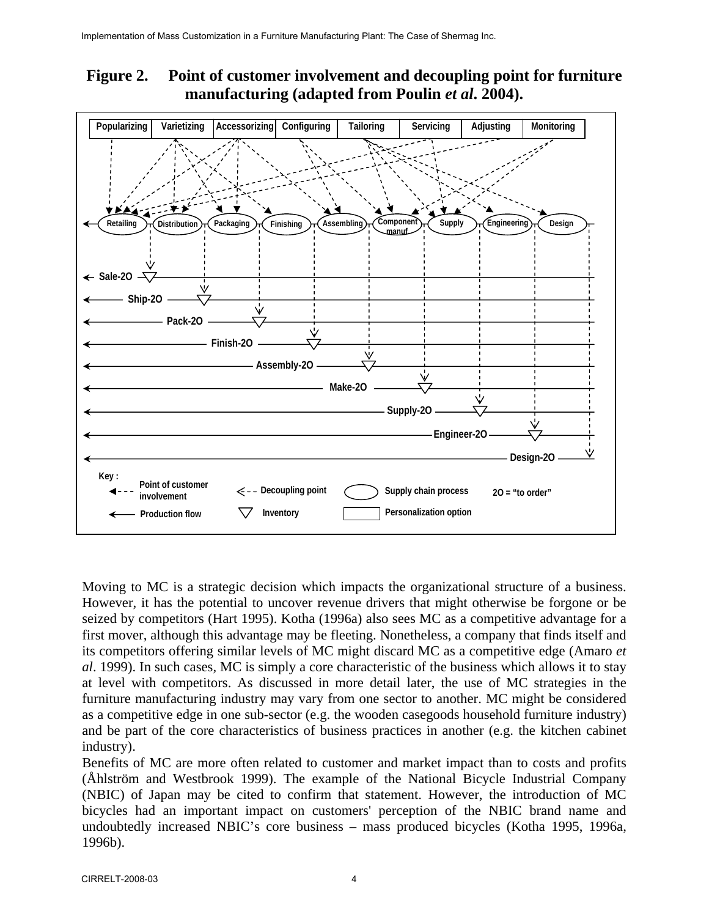**Figure 2. Point of customer involvement and decoupling point for furniture manufacturing (adapted from Poulin *et al.* 2004).**

Popularizing
Varietizing
Accessorizing
Configuring
Tailoring
Servicing
Adjusting
Monitoring

Retailing
Distribution
Packaging
Finishing
Assembling
Component manuf.
Supply
Engineering
Design

Sale-2O
Ship-2O
Pack-2O
Finish-2O
Assembly-2O
Make-2O
Supply-2O
Engineer-2O
Design-2O

Key :
Point of customer involvement
Production flow
Decoupling point
Inventory
Supply chain process
Personalization option
2O = "to order"

Moving to MC is a strategic decision which impacts the organizational structure of a business. However, it has the potential to uncover revenue drivers that might otherwise be forgone or be seized by competitors (Hart 1995). Kotha (1996a) also sees MC as a competitive advantage for a first mover, although this advantage may be fleeting. Nonetheless, a company that finds itself and its competitors offering similar levels of MC might discard MC as a competitive edge (Amaro *et al*. 1999). In such cases, MC is simply a core characteristic of the business which allows it to stay at level with competitors. As discussed in more detail later, the use of MC strategies in the furniture manufacturing industry may vary from one sector to another. MC might be considered as a competitive edge in one sub-sector (e.g. the wooden casegoods household furniture industry) and be part of the core characteristics of business practices in another (e.g. the kitchen cabinet industry).

Benefits of MC are more often related to customer and market impact than to costs and profits (Åhlström and Westbrook 1999). The example of the National Bicycle Industrial Company (NBIC) of Japan may be cited to confirm that statement. However, the introduction of MC bicycles had an important impact on customers' perception of the NBIC brand name and undoubtedly increased NBIC's core business – mass produced bicycles (Kotha 1995, 1996a, 1996b).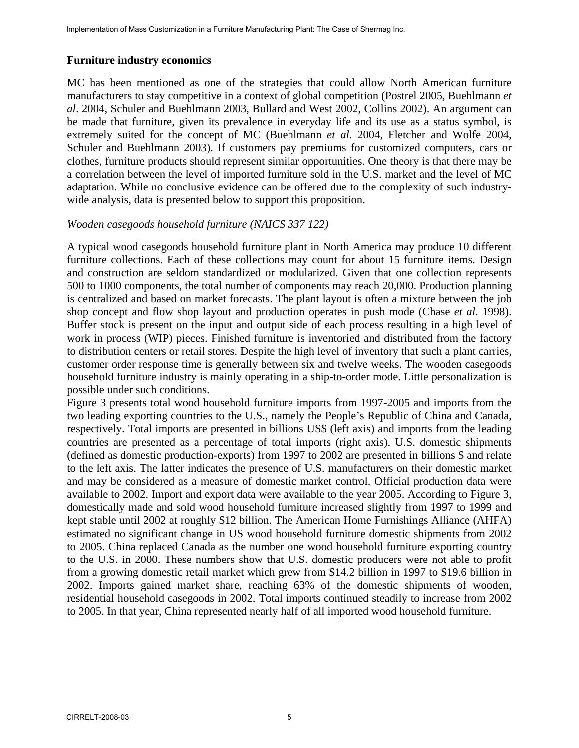## Furniture industry economics

MC has been mentioned as one of the strategies that could allow North American furniture manufacturers to stay competitive in a context of global competition (Postrel 2005, Buehlmann *et al*. 2004, Schuler and Buehlmann 2003, Bullard and West 2002, Collins 2002). An argument can be made that furniture, given its prevalence in everyday life and its use as a status symbol, is extremely suited for the concept of MC (Buehlmann *et al.* 2004, Fletcher and Wolfe 2004, Schuler and Buehlmann 2003). If customers pay premiums for customized computers, cars or clothes, furniture products should represent similar opportunities. One theory is that there may be a correlation between the level of imported furniture sold in the U.S. market and the level of MC adaptation. While no conclusive evidence can be offered due to the complexity of such industry-wide analysis, data is presented below to support this proposition.

*Wooden casegoods household furniture (NAICS 337 122)*

A typical wood casegoods household furniture plant in North America may produce 10 different furniture collections. Each of these collections may count for about 15 furniture items. Design and construction are seldom standardized or modularized. Given that one collection represents 500 to 1000 components, the total number of components may reach 20,000. Production planning is centralized and based on market forecasts. The plant layout is often a mixture between the job shop concept and flow shop layout and production operates in push mode (Chase *et al*. 1998). Buffer stock is present on the input and output side of each process resulting in a high level of work in process (WIP) pieces. Finished furniture is inventoried and distributed from the factory to distribution centers or retail stores. Despite the high level of inventory that such a plant carries, customer order response time is generally between six and twelve weeks. The wooden casegoods household furniture industry is mainly operating in a ship-to-order mode. Little personalization is possible under such conditions.

Figure 3 presents total wood household furniture imports from 1997-2005 and imports from the two leading exporting countries to the U.S., namely the People's Republic of China and Canada, respectively. Total imports are presented in billions US$ (left axis) and imports from the leading countries are presented as a percentage of total imports (right axis). U.S. domestic shipments (defined as domestic production-exports) from 1997 to 2002 are presented in billions $ and relate to the left axis. The latter indicates the presence of U.S. manufacturers on their domestic market and may be considered as a measure of domestic market control. Official production data were available to 2002. Import and export data were available to the year 2005. According to Figure 3, domestically made and sold wood household furniture increased slightly from 1997 to 1999 and kept stable until 2002 at roughly $12 billion. The American Home Furnishings Alliance (AHFA) estimated no significant change in US wood household furniture domestic shipments from 2002 to 2005. China replaced Canada as the number one wood household furniture exporting country to the U.S. in 2000. These numbers show that U.S. domestic producers were not able to profit from a growing domestic retail market which grew from $14.2 billion in 1997 to $19.6 billion in 2002. Imports gained market share, reaching 63% of the domestic shipments of wooden, residential household casegoods in 2002. Total imports continued steadily to increase from 2002 to 2005. In that year, China represented nearly half of all imported wood household furniture.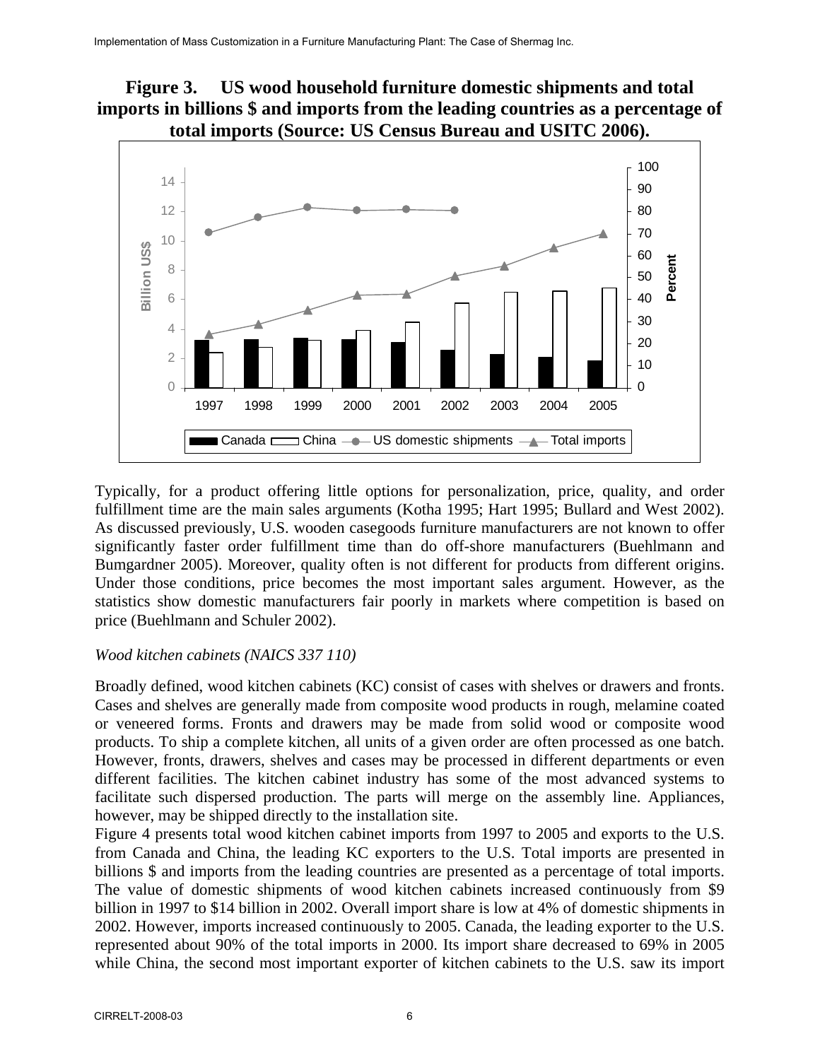**Figure 3. US wood household furniture domestic shipments and total imports in billions $ and imports from the leading countries as a percentage of total imports (Source: US Census Bureau and USITC 2006).**

Billion US$

0
2
4
6
8
10
12
14

Percent

0
10
20
30
40
50
60
70
80
90
100

1997 1998 1999 2000 2001 2002 2003 2004 2005

Canada | China | US domestic shipments | Total imports

Typically, for a product offering little options for personalization, price, quality, and order fulfillment time are the main sales arguments (Kotha 1995; Hart 1995; Bullard and West 2002). As discussed previously, U.S. wooden casegoods furniture manufacturers are not known to offer significantly faster order fulfillment time than do off-shore manufacturers (Buehlmann and Bumgardner 2005). Moreover, quality often is not different for products from different origins. Under those conditions, price becomes the most important sales argument. However, as the statistics show domestic manufacturers fair poorly in markets where competition is based on price (Buehlmann and Schuler 2002).

*Wood kitchen cabinets (NAICS 337 110)*

Broadly defined, wood kitchen cabinets (KC) consist of cases with shelves or drawers and fronts. Cases and shelves are generally made from composite wood products in rough, melamine coated or veneered forms. Fronts and drawers may be made from solid wood or composite wood products. To ship a complete kitchen, all units of a given order are often processed as one batch. However, fronts, drawers, shelves and cases may be processed in different departments or even different facilities. The kitchen cabinet industry has some of the most advanced systems to facilitate such dispersed production. The parts will merge on the assembly line. Appliances, however, may be shipped directly to the installation site.

Figure 4 presents total wood kitchen cabinet imports from 1997 to 2005 and exports to the U.S. from Canada and China, the leading KC exporters to the U.S. Total imports are presented in billions $ and imports from the leading countries are presented as a percentage of total imports. The value of domestic shipments of wood kitchen cabinets increased continuously from $9 billion in 1997 to $14 billion in 2002. Overall import share is low at 4% of domestic shipments in 2002. However, imports increased continuously to 2005. Canada, the leading exporter to the U.S. represented about 90% of the total imports in 2000. Its import share decreased to 69% in 2005 while China, the second most important exporter of kitchen cabinets to the U.S. saw its import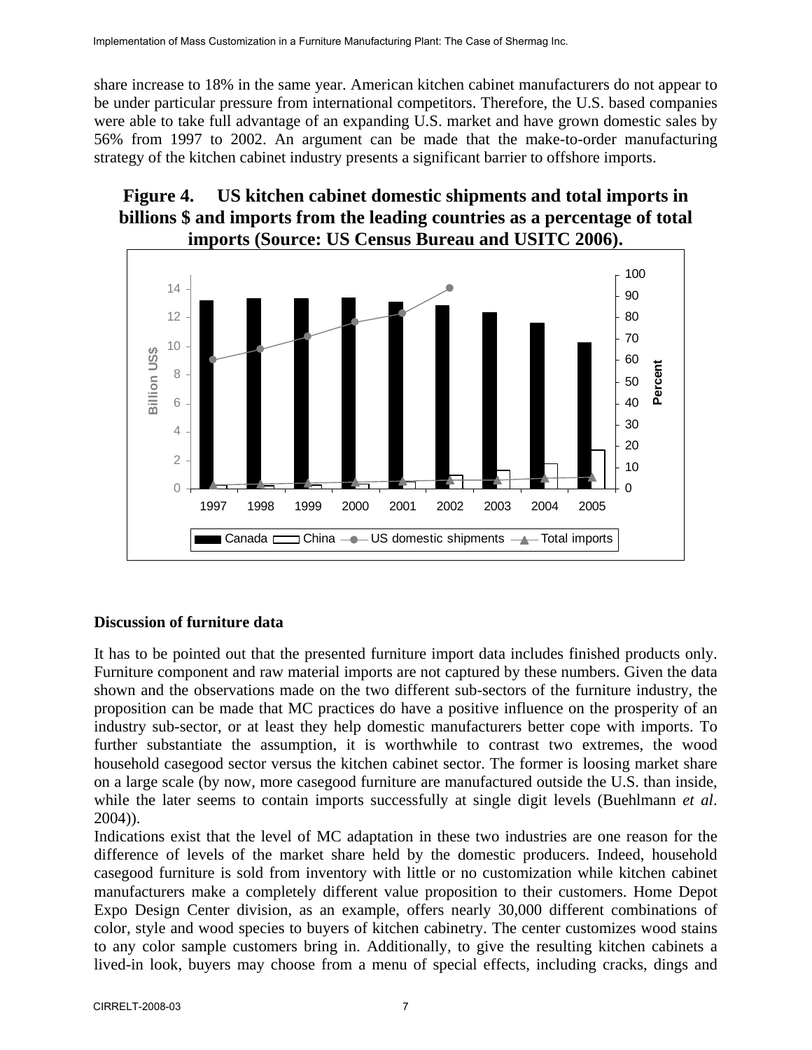share increase to 18% in the same year. American kitchen cabinet manufacturers do not appear to be under particular pressure from international competitors. Therefore, the U.S. based companies were able to take full advantage of an expanding U.S. market and have grown domestic sales by 56% from 1997 to 2002. An argument can be made that the make-to-order manufacturing strategy of the kitchen cabinet industry presents a significant barrier to offshore imports.

**Figure 4. US kitchen cabinet domestic shipments and total imports in billions $ and imports from the leading countries as a percentage of total imports (Source: US Census Bureau and USITC 2006).**

Billion US$
0
2
4
6
8
10
12
14

Percent
0
10
20
30
40
50
60
70
80
90
100

1997 1998 1999 2000 2001 2002 2003 2004 2005

Canada China US domestic shipments Total imports

### Discussion of furniture data

It has to be pointed out that the presented furniture import data includes finished products only. Furniture component and raw material imports are not captured by these numbers. Given the data shown and the observations made on the two different sub-sectors of the furniture industry, the proposition can be made that MC practices do have a positive influence on the prosperity of an industry sub-sector, or at least they help domestic manufacturers better cope with imports. To further substantiate the assumption, it is worthwhile to contrast two extremes, the wood household casegood sector versus the kitchen cabinet sector. The former is loosing market share on a large scale (by now, more casegood furniture are manufactured outside the U.S. than inside, while the later seems to contain imports successfully at single digit levels (Buehlmann *et al*. 2004)).

Indications exist that the level of MC adaptation in these two industries are one reason for the difference of levels of the market share held by the domestic producers. Indeed, household casegood furniture is sold from inventory with little or no customization while kitchen cabinet manufacturers make a completely different value proposition to their customers. Home Depot Expo Design Center division, as an example, offers nearly 30,000 different combinations of color, style and wood species to buyers of kitchen cabinetry. The center customizes wood stains to any color sample customers bring in. Additionally, to give the resulting kitchen cabinets a lived-in look, buyers may choose from a menu of special effects, including cracks, dings and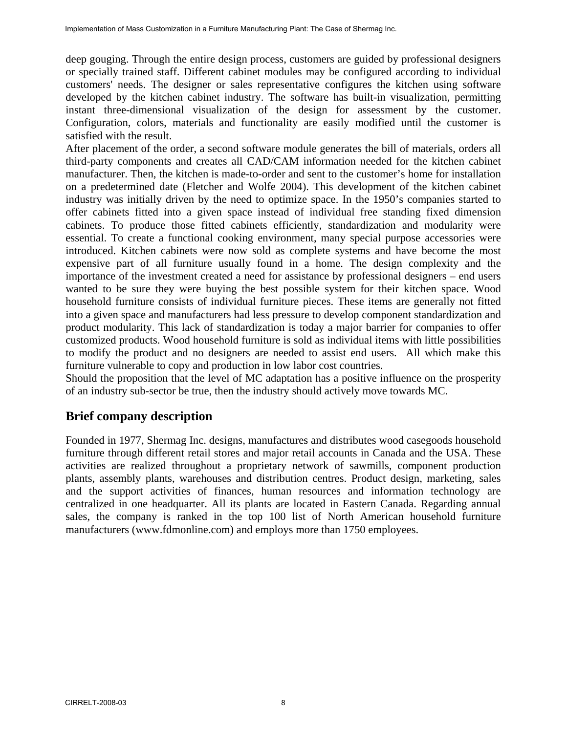deep gouging. Through the entire design process, customers are guided by professional designers or specially trained staff. Different cabinet modules may be configured according to individual customers' needs. The designer or sales representative configures the kitchen using software developed by the kitchen cabinet industry. The software has built-in visualization, permitting instant three-dimensional visualization of the design for assessment by the customer. Configuration, colors, materials and functionality are easily modified until the customer is satisfied with the result.

After placement of the order, a second software module generates the bill of materials, orders all third-party components and creates all CAD/CAM information needed for the kitchen cabinet manufacturer. Then, the kitchen is made-to-order and sent to the customer's home for installation on a predetermined date (Fletcher and Wolfe 2004). This development of the kitchen cabinet industry was initially driven by the need to optimize space. In the 1950's companies started to offer cabinets fitted into a given space instead of individual free standing fixed dimension cabinets. To produce those fitted cabinets efficiently, standardization and modularity were essential. To create a functional cooking environment, many special purpose accessories were introduced. Kitchen cabinets were now sold as complete systems and have become the most expensive part of all furniture usually found in a home. The design complexity and the importance of the investment created a need for assistance by professional designers – end users wanted to be sure they were buying the best possible system for their kitchen space. Wood household furniture consists of individual furniture pieces. These items are generally not fitted into a given space and manufacturers had less pressure to develop component standardization and product modularity. This lack of standardization is today a major barrier for companies to offer customized products. Wood household furniture is sold as individual items with little possibilities to modify the product and no designers are needed to assist end users. All which make this furniture vulnerable to copy and production in low labor cost countries.

Should the proposition that the level of MC adaptation has a positive influence on the prosperity of an industry sub-sector be true, then the industry should actively move towards MC.

## Brief company description

Founded in 1977, Shermag Inc. designs, manufactures and distributes wood casegoods household furniture through different retail stores and major retail accounts in Canada and the USA. These activities are realized throughout a proprietary network of sawmills, component production plants, assembly plants, warehouses and distribution centres. Product design, marketing, sales and the support activities of finances, human resources and information technology are centralized in one headquarter. All its plants are located in Eastern Canada. Regarding annual sales, the company is ranked in the top 100 list of North American household furniture manufacturers (www.fdmonline.com) and employs more than 1750 employees.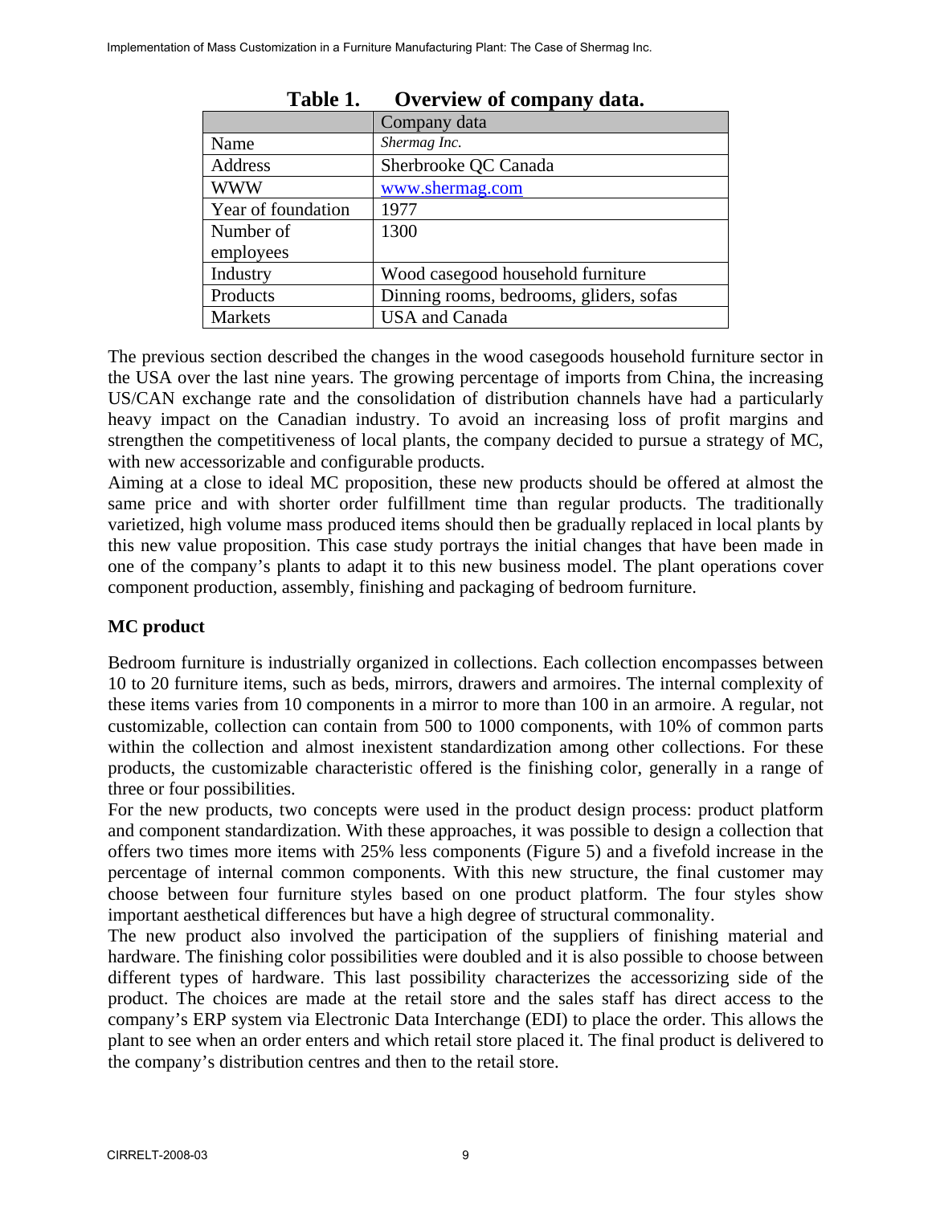**Table 1. Overview of company data.**

| | Company data |
|---|---|
| Name | *Shermag Inc.* |
| Address | Sherbrooke QC Canada |
| WWW | www.shermag.com |
| Year of foundation | 1977 |
| Number of employees | 1300 |
| Industry | Wood casegood household furniture |
| Products | Dinning rooms, bedrooms, gliders, sofas |
| Markets | USA and Canada |

The previous section described the changes in the wood casegoods household furniture sector in the USA over the last nine years. The growing percentage of imports from China, the increasing US/CAN exchange rate and the consolidation of distribution channels have had a particularly heavy impact on the Canadian industry. To avoid an increasing loss of profit margins and strengthen the competitiveness of local plants, the company decided to pursue a strategy of MC, with new accessorizable and configurable products.

Aiming at a close to ideal MC proposition, these new products should be offered at almost the same price and with shorter order fulfillment time than regular products. The traditionally varietized, high volume mass produced items should then be gradually replaced in local plants by this new value proposition. This case study portrays the initial changes that have been made in one of the company's plants to adapt it to this new business model. The plant operations cover component production, assembly, finishing and packaging of bedroom furniture.

**MC product**

Bedroom furniture is industrially organized in collections. Each collection encompasses between 10 to 20 furniture items, such as beds, mirrors, drawers and armoires. The internal complexity of these items varies from 10 components in a mirror to more than 100 in an armoire. A regular, not customizable, collection can contain from 500 to 1000 components, with 10% of common parts within the collection and almost inexistent standardization among other collections. For these products, the customizable characteristic offered is the finishing color, generally in a range of three or four possibilities.

For the new products, two concepts were used in the product design process: product platform and component standardization. With these approaches, it was possible to design a collection that offers two times more items with 25% less components (Figure 5) and a fivefold increase in the percentage of internal common components. With this new structure, the final customer may choose between four furniture styles based on one product platform. The four styles show important aesthetical differences but have a high degree of structural commonality.

The new product also involved the participation of the suppliers of finishing material and hardware. The finishing color possibilities were doubled and it is also possible to choose between different types of hardware. This last possibility characterizes the accessorizing side of the product. The choices are made at the retail store and the sales staff has direct access to the company's ERP system via Electronic Data Interchange (EDI) to place the order. This allows the plant to see when an order enters and which retail store placed it. The final product is delivered to the company's distribution centres and then to the retail store.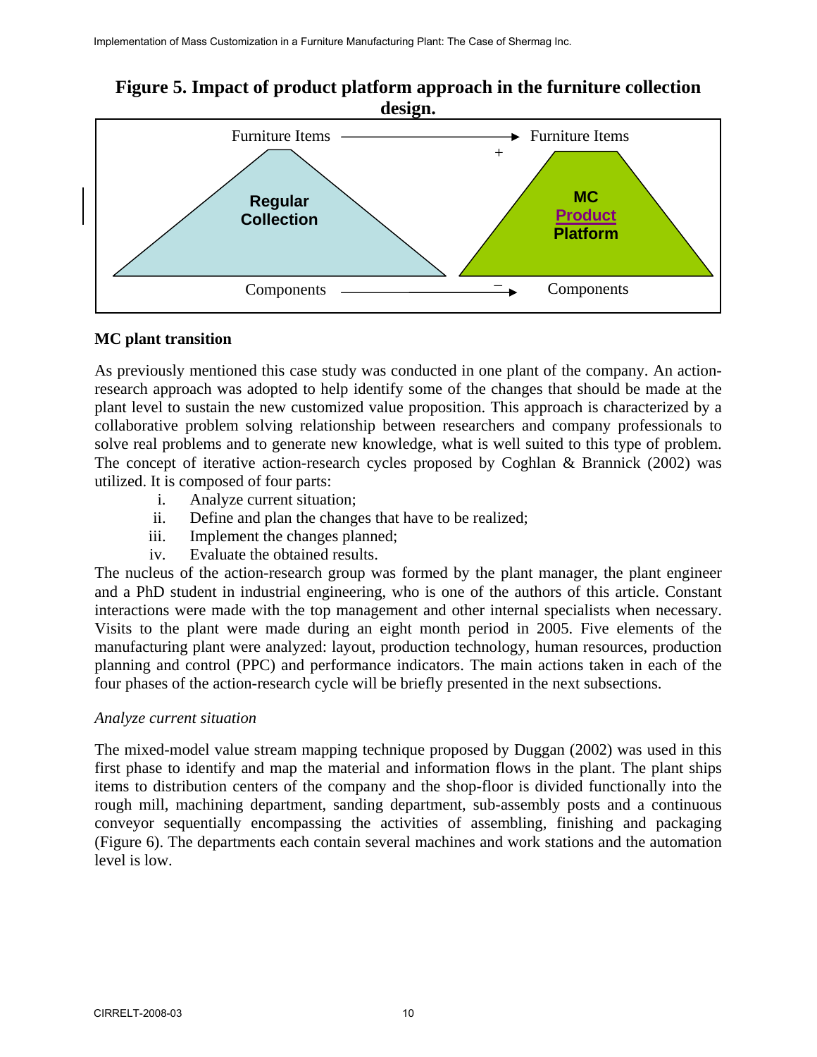**Figure 5. Impact of product platform approach in the furniture collection design.**

Furniture Items → Furniture Items

+

Regular Collection

MC Product Platform

Components → Components

−

### MC plant transition

As previously mentioned this case study was conducted in one plant of the company. An action-research approach was adopted to help identify some of the changes that should be made at the plant level to sustain the new customized value proposition. This approach is characterized by a collaborative problem solving relationship between researchers and company professionals to solve real problems and to generate new knowledge, what is well suited to this type of problem. The concept of iterative action-research cycles proposed by Coghlan & Brannick (2002) was utilized. It is composed of four parts:

i. Analyze current situation;
ii. Define and plan the changes that have to be realized;
iii. Implement the changes planned;
iv. Evaluate the obtained results.

The nucleus of the action-research group was formed by the plant manager, the plant engineer and a PhD student in industrial engineering, who is one of the authors of this article. Constant interactions were made with the top management and other internal specialists when necessary. Visits to the plant were made during an eight month period in 2005. Five elements of the manufacturing plant were analyzed: layout, production technology, human resources, production planning and control (PPC) and performance indicators. The main actions taken in each of the four phases of the action-research cycle will be briefly presented in the next subsections.

*Analyze current situation*

The mixed-model value stream mapping technique proposed by Duggan (2002) was used in this first phase to identify and map the material and information flows in the plant. The plant ships items to distribution centers of the company and the shop-floor is divided functionally into the rough mill, machining department, sanding department, sub-assembly posts and a continuous conveyor sequentially encompassing the activities of assembling, finishing and packaging (Figure 6). The departments each contain several machines and work stations and the automation level is low.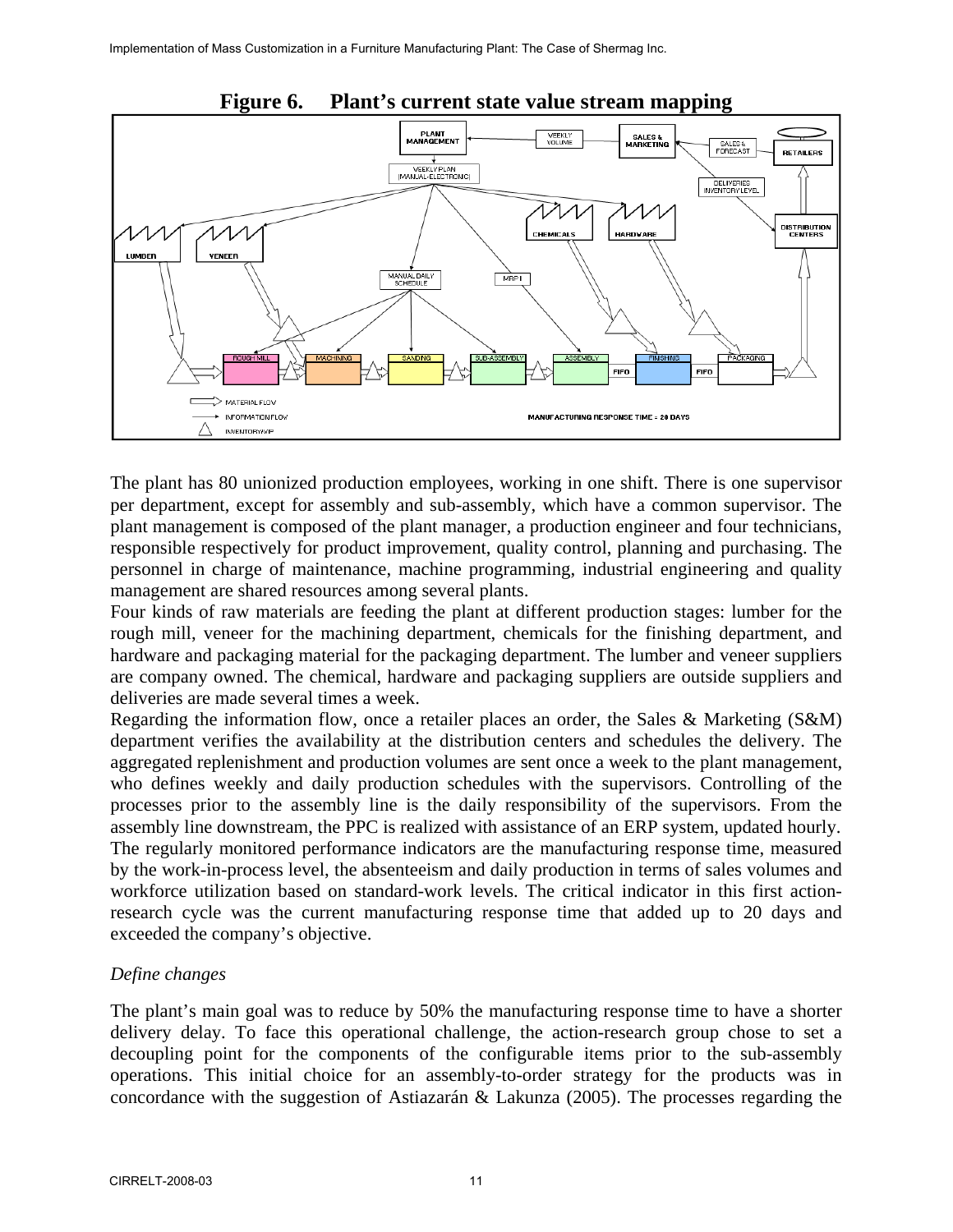**Figure 6. Plant's current state value stream mapping**

PLANT MANAGEMENT

WEEKLY VOLUME

SALES & MARKETING

SALES & FORECAST

RETAILERS

WEEKLY PLAN (MANUAL-ELECTRONIC)

DELIVERIES INVENTORY LEVEL

DISTRIBUTION CENTERS

LUMBER

VENEER

CHEMICALS

HARDWARE

MANUAL DAILY SCHEDULE

MRP I

ROUGH MILL

MACHINING

SANDING

SUB-ASSEMBLY

ASSEMBLY

FINISHING

PACKAGING

FIFO

FIFO

MATERIAL FLOW

INFORMATION FLOW

INVENTORY/WIP

MANUFACTURING RESPONSE TIME = 20 DAYS

The plant has 80 unionized production employees, working in one shift. There is one supervisor per department, except for assembly and sub-assembly, which have a common supervisor. The plant management is composed of the plant manager, a production engineer and four technicians, responsible respectively for product improvement, quality control, planning and purchasing. The personnel in charge of maintenance, machine programming, industrial engineering and quality management are shared resources among several plants.

Four kinds of raw materials are feeding the plant at different production stages: lumber for the rough mill, veneer for the machining department, chemicals for the finishing department, and hardware and packaging material for the packaging department. The lumber and veneer suppliers are company owned. The chemical, hardware and packaging suppliers are outside suppliers and deliveries are made several times a week.

Regarding the information flow, once a retailer places an order, the Sales & Marketing (S&M) department verifies the availability at the distribution centers and schedules the delivery. The aggregated replenishment and production volumes are sent once a week to the plant management, who defines weekly and daily production schedules with the supervisors. Controlling of the processes prior to the assembly line is the daily responsibility of the supervisors. From the assembly line downstream, the PPC is realized with assistance of an ERP system, updated hourly. The regularly monitored performance indicators are the manufacturing response time, measured by the work-in-process level, the absenteeism and daily production in terms of sales volumes and workforce utilization based on standard-work levels. The critical indicator in this first action-research cycle was the current manufacturing response time that added up to 20 days and exceeded the company's objective.

*Define changes*

The plant's main goal was to reduce by 50% the manufacturing response time to have a shorter delivery delay. To face this operational challenge, the action-research group chose to set a decoupling point for the components of the configurable items prior to the sub-assembly operations. This initial choice for an assembly-to-order strategy for the products was in concordance with the suggestion of Astiazarán & Lakunza (2005). The processes regarding the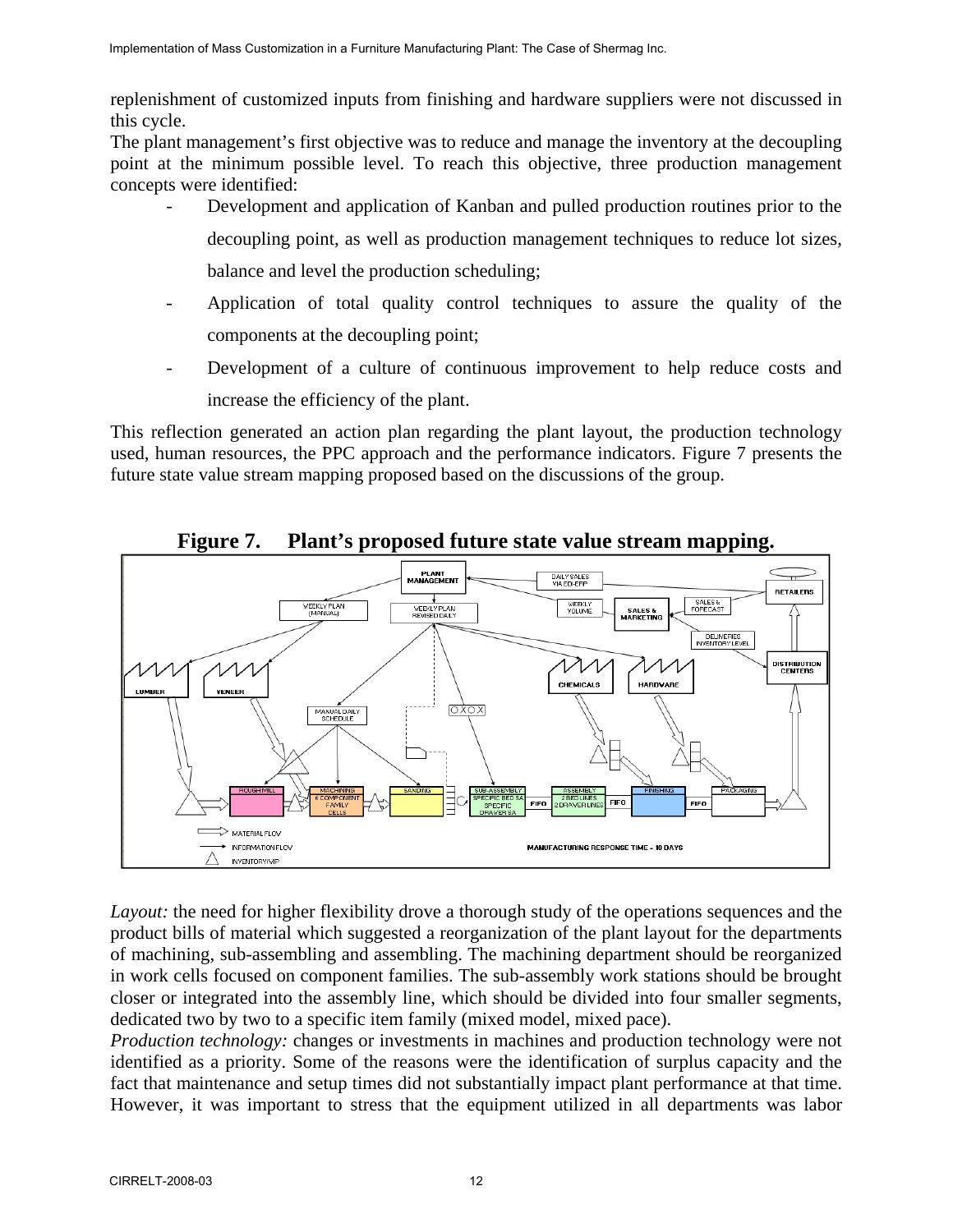replenishment of customized inputs from finishing and hardware suppliers were not discussed in this cycle.

The plant management's first objective was to reduce and manage the inventory at the decoupling point at the minimum possible level. To reach this objective, three production management concepts were identified:

- Development and application of Kanban and pulled production routines prior to the decoupling point, as well as production management techniques to reduce lot sizes, balance and level the production scheduling;
- Application of total quality control techniques to assure the quality of the components at the decoupling point;
- Development of a culture of continuous improvement to help reduce costs and increase the efficiency of the plant.

This reflection generated an action plan regarding the plant layout, the production technology used, human resources, the PPC approach and the performance indicators. Figure 7 presents the future state value stream mapping proposed based on the discussions of the group.

**Figure 7. Plant's proposed future state value stream mapping.**

PLANT MANAGEMENT
DAILY SALES VIA EDI-EPP
RETAILERS
WEEKLY PLAN (MANUAL)
WEEKLY PLAN REVISED DAILY
WEEKLY VOLUME
SALES & MARKETING
SALES & FORECAST
DELIVERIES INVENTORY LEVEL
DISTRIBUTION CENTERS
LUMBER
VENEER
CHEMICALS
HARDWARE
MANUAL DAILY SCHEDULE
OXOX
ROUGH MILL
MACHINING 6 COMPONENT FAMILY CELLS
SANDING
SUB-ASSEMBLY SPECIFIC BED SA SPECIFIC DRAWER SA
FIFO
ASSEMBLY 2 BED LINES 2 DRAWER LINES
FIFO
FINISHING
FIFO
PACKAGING
MATERIAL FLOW
INFORMATION FLOW
INVENTORY/WIP
MANUFACTURING RESPONSE TIME - 10 DAYS

*Layout:* the need for higher flexibility drove a thorough study of the operations sequences and the product bills of material which suggested a reorganization of the plant layout for the departments of machining, sub-assembling and assembling. The machining department should be reorganized in work cells focused on component families. The sub-assembly work stations should be brought closer or integrated into the assembly line, which should be divided into four smaller segments, dedicated two by two to a specific item family (mixed model, mixed pace).

*Production technology:* changes or investments in machines and production technology were not identified as a priority. Some of the reasons were the identification of surplus capacity and the fact that maintenance and setup times did not substantially impact plant performance at that time. However, it was important to stress that the equipment utilized in all departments was labor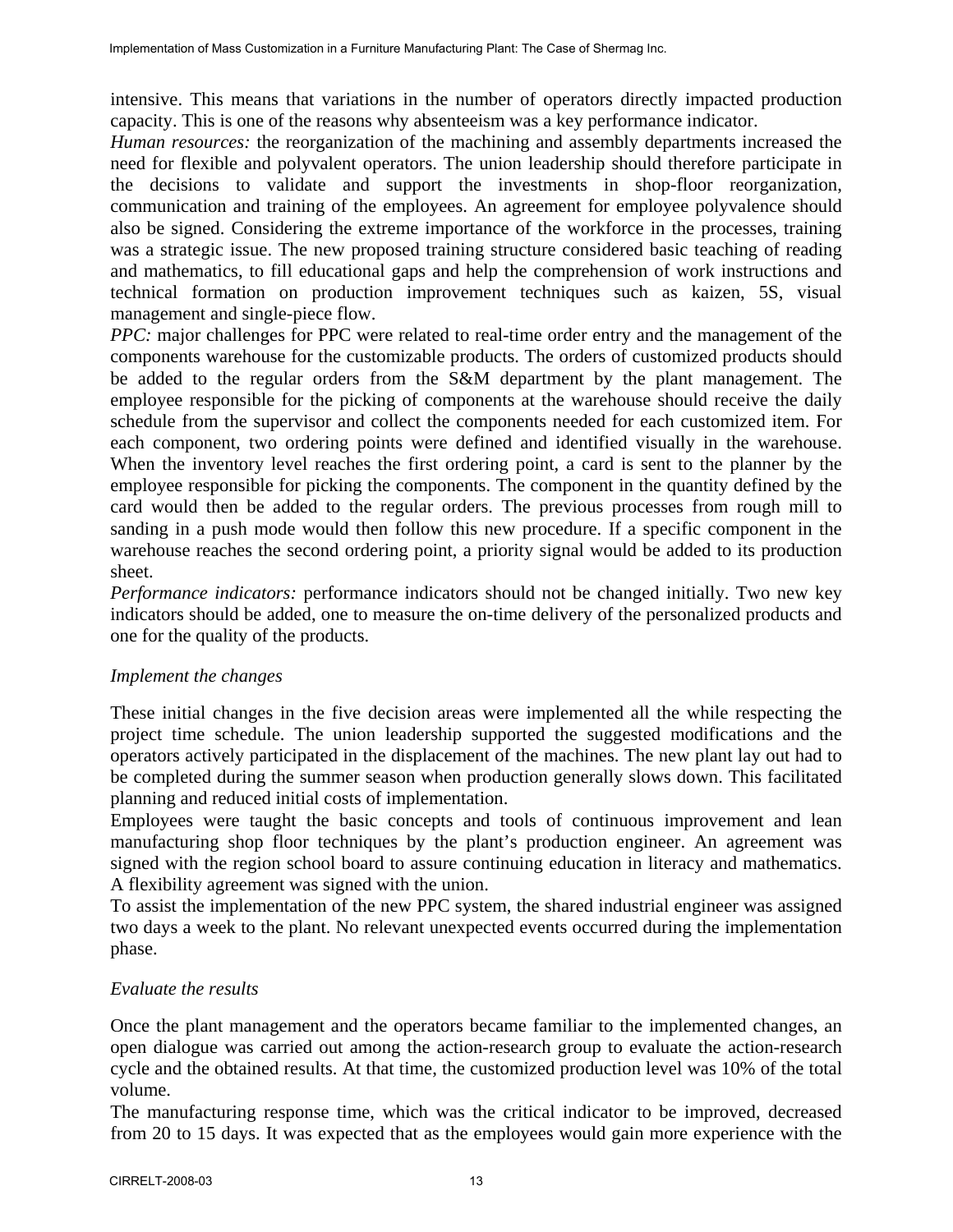intensive. This means that variations in the number of operators directly impacted production capacity. This is one of the reasons why absenteeism was a key performance indicator.

*Human resources:* the reorganization of the machining and assembly departments increased the need for flexible and polyvalent operators. The union leadership should therefore participate in the decisions to validate and support the investments in shop-floor reorganization, communication and training of the employees. An agreement for employee polyvalence should also be signed. Considering the extreme importance of the workforce in the processes, training was a strategic issue. The new proposed training structure considered basic teaching of reading and mathematics, to fill educational gaps and help the comprehension of work instructions and technical formation on production improvement techniques such as kaizen, 5S, visual management and single-piece flow.

*PPC:* major challenges for PPC were related to real-time order entry and the management of the components warehouse for the customizable products. The orders of customized products should be added to the regular orders from the S&M department by the plant management. The employee responsible for the picking of components at the warehouse should receive the daily schedule from the supervisor and collect the components needed for each customized item. For each component, two ordering points were defined and identified visually in the warehouse. When the inventory level reaches the first ordering point, a card is sent to the planner by the employee responsible for picking the components. The component in the quantity defined by the card would then be added to the regular orders. The previous processes from rough mill to sanding in a push mode would then follow this new procedure. If a specific component in the warehouse reaches the second ordering point, a priority signal would be added to its production sheet.

*Performance indicators:* performance indicators should not be changed initially. Two new key indicators should be added, one to measure the on-time delivery of the personalized products and one for the quality of the products.

*Implement the changes*

These initial changes in the five decision areas were implemented all the while respecting the project time schedule. The union leadership supported the suggested modifications and the operators actively participated in the displacement of the machines. The new plant lay out had to be completed during the summer season when production generally slows down. This facilitated planning and reduced initial costs of implementation.

Employees were taught the basic concepts and tools of continuous improvement and lean manufacturing shop floor techniques by the plant's production engineer. An agreement was signed with the region school board to assure continuing education in literacy and mathematics. A flexibility agreement was signed with the union.

To assist the implementation of the new PPC system, the shared industrial engineer was assigned two days a week to the plant. No relevant unexpected events occurred during the implementation phase.

*Evaluate the results*

Once the plant management and the operators became familiar to the implemented changes, an open dialogue was carried out among the action-research group to evaluate the action-research cycle and the obtained results. At that time, the customized production level was 10% of the total volume.

The manufacturing response time, which was the critical indicator to be improved, decreased from 20 to 15 days. It was expected that as the employees would gain more experience with the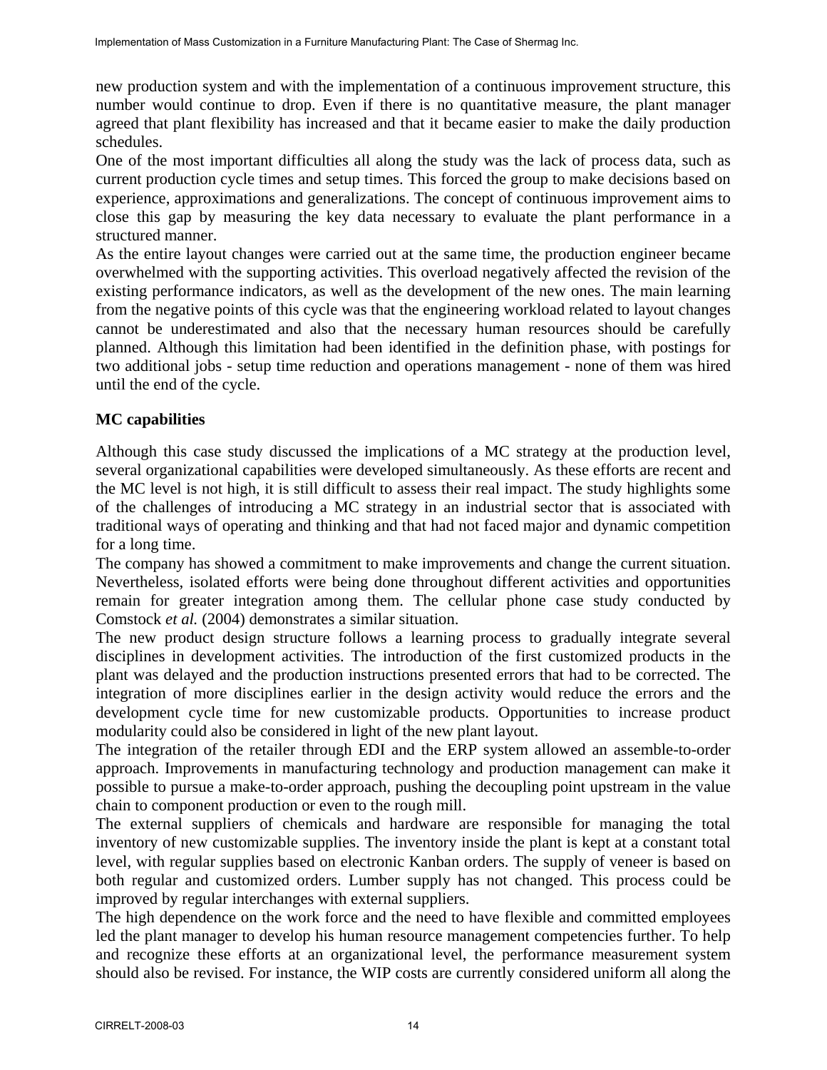new production system and with the implementation of a continuous improvement structure, this number would continue to drop. Even if there is no quantitative measure, the plant manager agreed that plant flexibility has increased and that it became easier to make the daily production schedules.

One of the most important difficulties all along the study was the lack of process data, such as current production cycle times and setup times. This forced the group to make decisions based on experience, approximations and generalizations. The concept of continuous improvement aims to close this gap by measuring the key data necessary to evaluate the plant performance in a structured manner.

As the entire layout changes were carried out at the same time, the production engineer became overwhelmed with the supporting activities. This overload negatively affected the revision of the existing performance indicators, as well as the development of the new ones. The main learning from the negative points of this cycle was that the engineering workload related to layout changes cannot be underestimated and also that the necessary human resources should be carefully planned. Although this limitation had been identified in the definition phase, with postings for two additional jobs - setup time reduction and operations management - none of them was hired until the end of the cycle.

**MC capabilities**

Although this case study discussed the implications of a MC strategy at the production level, several organizational capabilities were developed simultaneously. As these efforts are recent and the MC level is not high, it is still difficult to assess their real impact. The study highlights some of the challenges of introducing a MC strategy in an industrial sector that is associated with traditional ways of operating and thinking and that had not faced major and dynamic competition for a long time.

The company has showed a commitment to make improvements and change the current situation. Nevertheless, isolated efforts were being done throughout different activities and opportunities remain for greater integration among them. The cellular phone case study conducted by Comstock *et al.* (2004) demonstrates a similar situation.

The new product design structure follows a learning process to gradually integrate several disciplines in development activities. The introduction of the first customized products in the plant was delayed and the production instructions presented errors that had to be corrected. The integration of more disciplines earlier in the design activity would reduce the errors and the development cycle time for new customizable products. Opportunities to increase product modularity could also be considered in light of the new plant layout.

The integration of the retailer through EDI and the ERP system allowed an assemble-to-order approach. Improvements in manufacturing technology and production management can make it possible to pursue a make-to-order approach, pushing the decoupling point upstream in the value chain to component production or even to the rough mill.

The external suppliers of chemicals and hardware are responsible for managing the total inventory of new customizable supplies. The inventory inside the plant is kept at a constant total level, with regular supplies based on electronic Kanban orders. The supply of veneer is based on both regular and customized orders. Lumber supply has not changed. This process could be improved by regular interchanges with external suppliers.

The high dependence on the work force and the need to have flexible and committed employees led the plant manager to develop his human resource management competencies further. To help and recognize these efforts at an organizational level, the performance measurement system should also be revised. For instance, the WIP costs are currently considered uniform all along the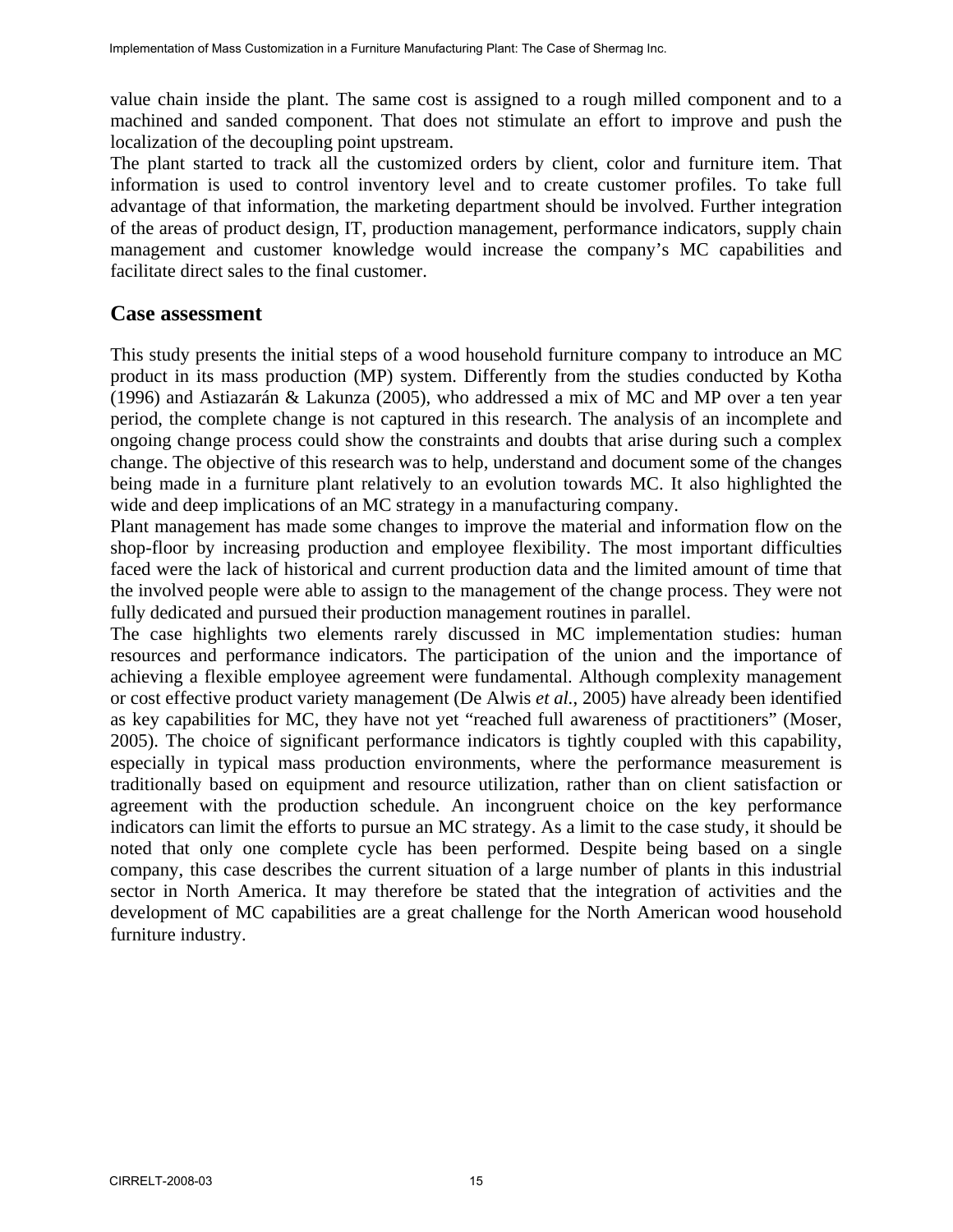value chain inside the plant. The same cost is assigned to a rough milled component and to a machined and sanded component. That does not stimulate an effort to improve and push the localization of the decoupling point upstream.

The plant started to track all the customized orders by client, color and furniture item. That information is used to control inventory level and to create customer profiles. To take full advantage of that information, the marketing department should be involved. Further integration of the areas of product design, IT, production management, performance indicators, supply chain management and customer knowledge would increase the company's MC capabilities and facilitate direct sales to the final customer.

## Case assessment

This study presents the initial steps of a wood household furniture company to introduce an MC product in its mass production (MP) system. Differently from the studies conducted by Kotha (1996) and Astiazarán & Lakunza (2005), who addressed a mix of MC and MP over a ten year period, the complete change is not captured in this research. The analysis of an incomplete and ongoing change process could show the constraints and doubts that arise during such a complex change. The objective of this research was to help, understand and document some of the changes being made in a furniture plant relatively to an evolution towards MC. It also highlighted the wide and deep implications of an MC strategy in a manufacturing company.

Plant management has made some changes to improve the material and information flow on the shop-floor by increasing production and employee flexibility. The most important difficulties faced were the lack of historical and current production data and the limited amount of time that the involved people were able to assign to the management of the change process. They were not fully dedicated and pursued their production management routines in parallel.

The case highlights two elements rarely discussed in MC implementation studies: human resources and performance indicators. The participation of the union and the importance of achieving a flexible employee agreement were fundamental. Although complexity management or cost effective product variety management (De Alwis *et al.*, 2005) have already been identified as key capabilities for MC, they have not yet "reached full awareness of practitioners" (Moser, 2005). The choice of significant performance indicators is tightly coupled with this capability, especially in typical mass production environments, where the performance measurement is traditionally based on equipment and resource utilization, rather than on client satisfaction or agreement with the production schedule. An incongruent choice on the key performance indicators can limit the efforts to pursue an MC strategy. As a limit to the case study, it should be noted that only one complete cycle has been performed. Despite being based on a single company, this case describes the current situation of a large number of plants in this industrial sector in North America. It may therefore be stated that the integration of activities and the development of MC capabilities are a great challenge for the North American wood household furniture industry.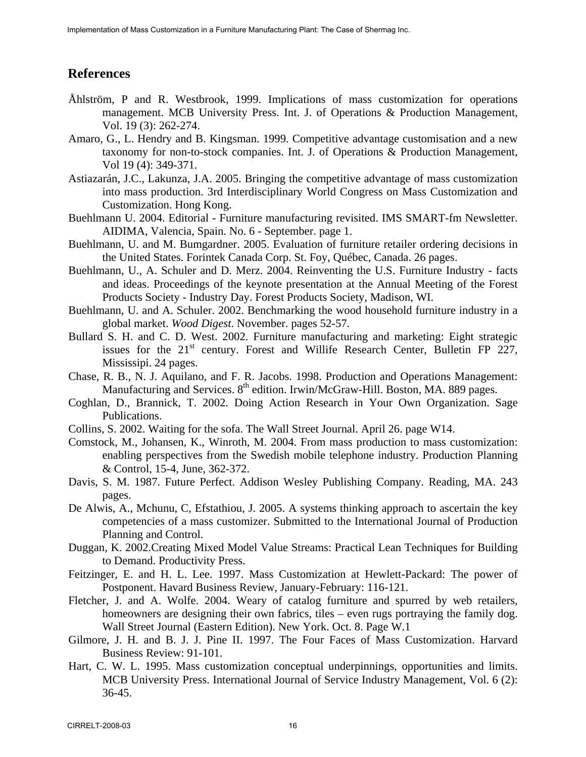## References

Åhlström, P and R. Westbrook, 1999. Implications of mass customization for operations management. MCB University Press. Int. J. of Operations & Production Management, Vol. 19 (3): 262-274.

Amaro, G., L. Hendry and B. Kingsman. 1999. Competitive advantage customisation and a new taxonomy for non-to-stock companies. Int. J. of Operations & Production Management, Vol 19 (4): 349-371.

Astiazarán, J.C., Lakunza, J.A. 2005. Bringing the competitive advantage of mass customization into mass production. 3rd Interdisciplinary World Congress on Mass Customization and Customization. Hong Kong.

Buehlmann U. 2004. Editorial - Furniture manufacturing revisited. IMS SMART-fm Newsletter. AIDIMA, Valencia, Spain. No. 6 - September. page 1.

Buehlmann, U. and M. Bumgardner. 2005. Evaluation of furniture retailer ordering decisions in the United States. Forintek Canada Corp. St. Foy, Québec, Canada. 26 pages.

Buehlmann, U., A. Schuler and D. Merz. 2004. Reinventing the U.S. Furniture Industry - facts and ideas. Proceedings of the keynote presentation at the Annual Meeting of the Forest Products Society - Industry Day. Forest Products Society, Madison, WI.

Buehlmann, U. and A. Schuler. 2002. Benchmarking the wood household furniture industry in a global market. *Wood Digest*. November. pages 52-57.

Bullard S. H. and C. D. West. 2002. Furniture manufacturing and marketing: Eight strategic issues for the 21st century. Forest and Willife Research Center, Bulletin FP 227, Mississipi. 24 pages.

Chase, R. B., N. J. Aquilano, and F. R. Jacobs. 1998. Production and Operations Management: Manufacturing and Services. 8th edition. Irwin/McGraw-Hill. Boston, MA. 889 pages.

Coghlan, D., Brannick, T. 2002. Doing Action Research in Your Own Organization. Sage Publications.

Collins, S. 2002. Waiting for the sofa. The Wall Street Journal. April 26. page W14.

Comstock, M., Johansen, K., Winroth, M. 2004. From mass production to mass customization: enabling perspectives from the Swedish mobile telephone industry. Production Planning & Control, 15-4, June, 362-372.

Davis, S. M. 1987. Future Perfect. Addison Wesley Publishing Company. Reading, MA. 243 pages.

De Alwis, A., Mchunu, C, Efstathiou, J. 2005. A systems thinking approach to ascertain the key competencies of a mass customizer. Submitted to the International Journal of Production Planning and Control.

Duggan, K. 2002.Creating Mixed Model Value Streams: Practical Lean Techniques for Building to Demand. Productivity Press.

Feitzinger, E. and H. L. Lee. 1997. Mass Customization at Hewlett-Packard: The power of Postponent. Havard Business Review, January-February: 116-121.

Fletcher, J. and A. Wolfe. 2004. Weary of catalog furniture and spurred by web retailers, homeowners are designing their own fabrics, tiles – even rugs portraying the family dog. Wall Street Journal (Eastern Edition). New York. Oct. 8. Page W.1

Gilmore, J. H. and B. J. J. Pine II. 1997. The Four Faces of Mass Customization. Harvard Business Review: 91-101.

Hart, C. W. L. 1995. Mass customization conceptual underpinnings, opportunities and limits. MCB University Press. International Journal of Service Industry Management, Vol. 6 (2): 36-45.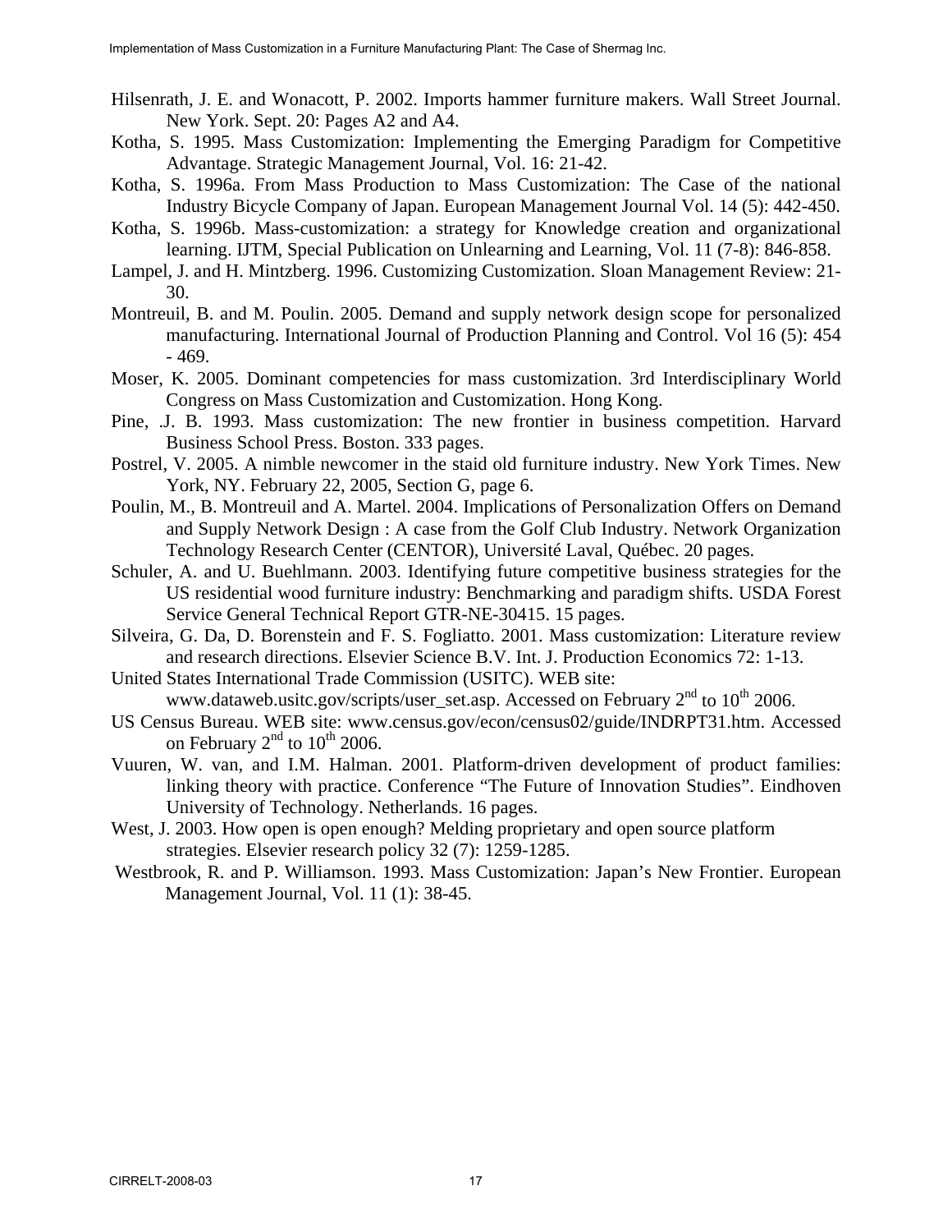Hilsenrath, J. E. and Wonacott, P. 2002. Imports hammer furniture makers. Wall Street Journal. New York. Sept. 20: Pages A2 and A4.

Kotha, S. 1995. Mass Customization: Implementing the Emerging Paradigm for Competitive Advantage. Strategic Management Journal, Vol. 16: 21-42.

Kotha, S. 1996a. From Mass Production to Mass Customization: The Case of the national Industry Bicycle Company of Japan. European Management Journal Vol. 14 (5): 442-450.

Kotha, S. 1996b. Mass-customization: a strategy for Knowledge creation and organizational learning. IJTM, Special Publication on Unlearning and Learning, Vol. 11 (7-8): 846-858.

Lampel, J. and H. Mintzberg. 1996. Customizing Customization. Sloan Management Review: 21-30.

Montreuil, B. and M. Poulin. 2005. Demand and supply network design scope for personalized manufacturing. International Journal of Production Planning and Control. Vol 16 (5): 454 - 469.

Moser, K. 2005. Dominant competencies for mass customization. 3rd Interdisciplinary World Congress on Mass Customization and Customization. Hong Kong.

Pine, .J. B. 1993. Mass customization: The new frontier in business competition. Harvard Business School Press. Boston. 333 pages.

Postrel, V. 2005. A nimble newcomer in the staid old furniture industry. New York Times. New York, NY. February 22, 2005, Section G, page 6.

Poulin, M., B. Montreuil and A. Martel. 2004. Implications of Personalization Offers on Demand and Supply Network Design : A case from the Golf Club Industry. Network Organization Technology Research Center (CENTOR), Université Laval, Québec. 20 pages.

Schuler, A. and U. Buehlmann. 2003. Identifying future competitive business strategies for the US residential wood furniture industry: Benchmarking and paradigm shifts. USDA Forest Service General Technical Report GTR-NE-30415. 15 pages.

Silveira, G. Da, D. Borenstein and F. S. Fogliatto. 2001. Mass customization: Literature review and research directions. Elsevier Science B.V. Int. J. Production Economics 72: 1-13.

United States International Trade Commission (USITC). WEB site: www.dataweb.usitc.gov/scripts/user_set.asp. Accessed on February 2nd to 10th 2006.

US Census Bureau. WEB site: www.census.gov/econ/census02/guide/INDRPT31.htm. Accessed on February 2nd to 10th 2006.

Vuuren, W. van, and I.M. Halman. 2001. Platform-driven development of product families: linking theory with practice. Conference "The Future of Innovation Studies". Eindhoven University of Technology. Netherlands. 16 pages.

West, J. 2003. How open is open enough? Melding proprietary and open source platform strategies. Elsevier research policy 32 (7): 1259-1285.

Westbrook, R. and P. Williamson. 1993. Mass Customization: Japan's New Frontier. European Management Journal, Vol. 11 (1): 38-45.